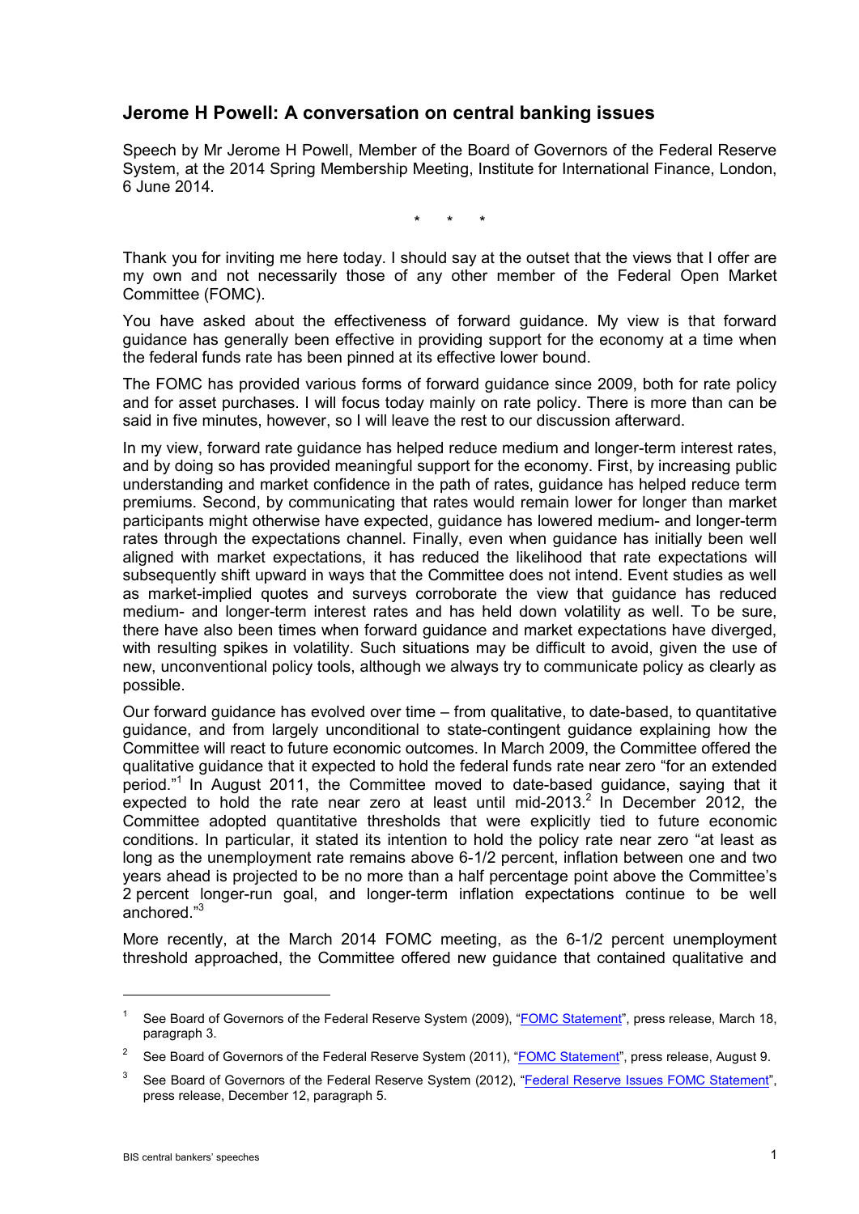## Jerome H Powell: A conversation on central banking issues

Speech by Mr Jerome H Powell, Member of the Board of Governors of the Federal Reserve System, at the 2014 Spring Membership Meeting, Institute for International Finance, London, 6 June 2014.

\*  \*  \*

Thank you for inviting me here today. I should say at the outset that the views that I offer are my own and not necessarily those of any other member of the Federal Open Market Committee (FOMC).

You have asked about the effectiveness of forward guidance. My view is that forward guidance has generally been effective in providing support for the economy at a time when the federal funds rate has been pinned at its effective lower bound.

The FOMC has provided various forms of forward guidance since 2009, both for rate policy and for asset purchases. I will focus today mainly on rate policy. There is more than can be said in five minutes, however, so I will leave the rest to our discussion afterward.

In my view, forward rate guidance has helped reduce medium and longer-term interest rates, and by doing so has provided meaningful support for the economy. First, by increasing public understanding and market confidence in the path of rates, guidance has helped reduce term premiums. Second, by communicating that rates would remain lower for longer than market participants might otherwise have expected, guidance has lowered medium- and longer-term rates through the expectations channel. Finally, even when guidance has initially been well aligned with market expectations, it has reduced the likelihood that rate expectations will subsequently shift upward in ways that the Committee does not intend. Event studies as well as market-implied quotes and surveys corroborate the view that guidance has reduced medium- and longer-term interest rates and has held down volatility as well. To be sure, there have also been times when forward guidance and market expectations have diverged, with resulting spikes in volatility. Such situations may be difficult to avoid, given the use of new, unconventional policy tools, although we always try to communicate policy as clearly as possible.

Our forward guidance has evolved over time – from qualitative, to date-based, to quantitative guidance, and from largely unconditional to state-contingent guidance explaining how the Committee will react to future economic outcomes. In March 2009, the Committee offered the qualitative guidance that it expected to hold the federal funds rate near zero "for an extended period."[1] In August 2011, the Committee moved to date-based guidance, saying that it expected to hold the rate near zero at least until mid-2013.[2] In December 2012, the Committee adopted quantitative thresholds that were explicitly tied to future economic conditions. In particular, it stated its intention to hold the policy rate near zero "at least as long as the unemployment rate remains above 6-1/2 percent, inflation between one and two years ahead is projected to be no more than a half percentage point above the Committee's 2 percent longer-run goal, and longer-term inflation expectations continue to be well anchored."[3]

More recently, at the March 2014 FOMC meeting, as the 6-1/2 percent unemployment threshold approached, the Committee offered new guidance that contained qualitative and

---

[1] See Board of Governors of the Federal Reserve System (2009), "FOMC Statement", press release, March 18, paragraph 3.

[2] See Board of Governors of the Federal Reserve System (2011), "FOMC Statement", press release, August 9.

[3] See Board of Governors of the Federal Reserve System (2012), "Federal Reserve Issues FOMC Statement", press release, December 12, paragraph 5.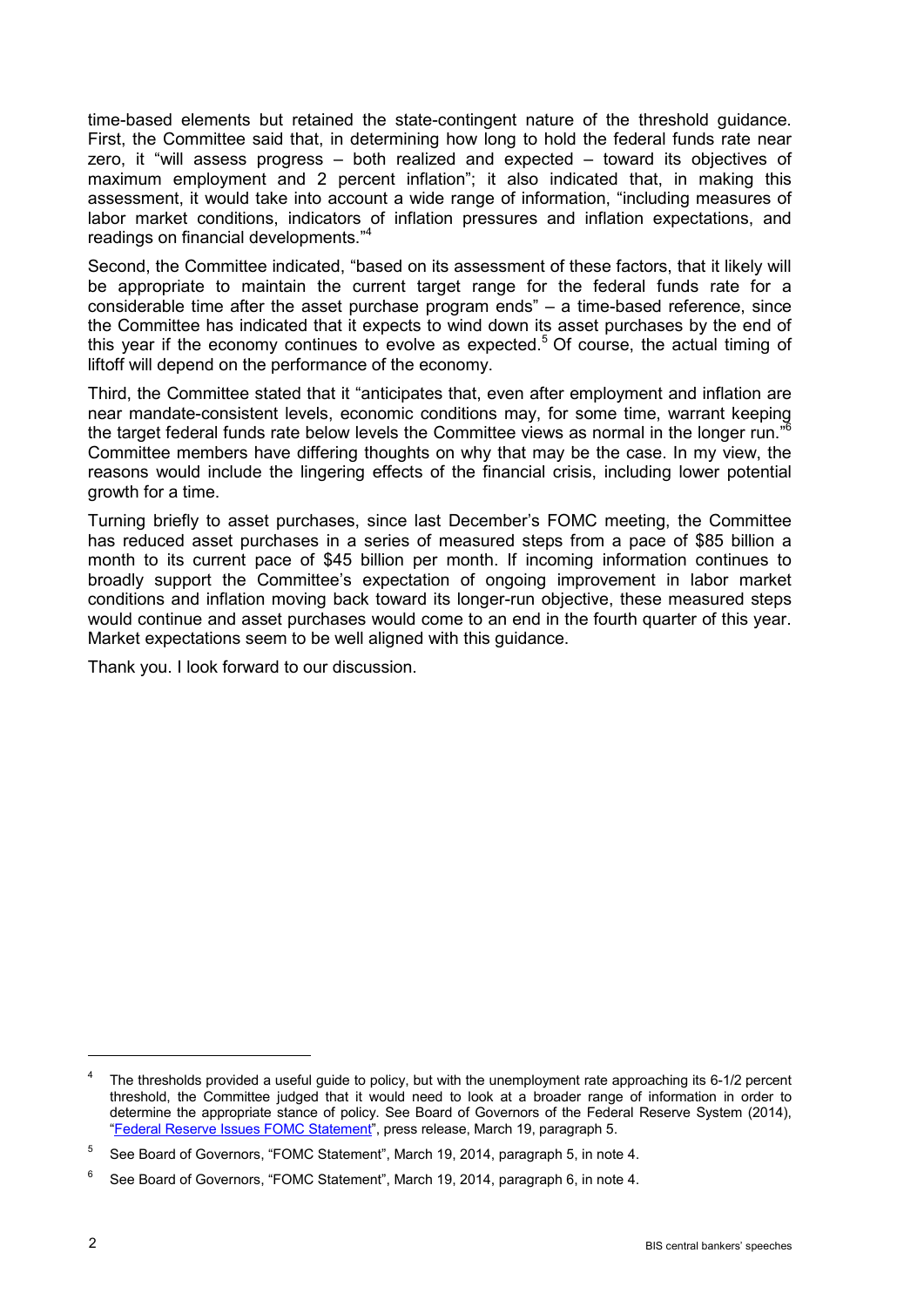time-based elements but retained the state-contingent nature of the threshold guidance. First, the Committee said that, in determining how long to hold the federal funds rate near zero, it "will assess progress – both realized and expected – toward its objectives of maximum employment and 2 percent inflation"; it also indicated that, in making this assessment, it would take into account a wide range of information, "including measures of labor market conditions, indicators of inflation pressures and inflation expectations, and readings on financial developments."[4]

Second, the Committee indicated, "based on its assessment of these factors, that it likely will be appropriate to maintain the current target range for the federal funds rate for a considerable time after the asset purchase program ends" – a time-based reference, since the Committee has indicated that it expects to wind down its asset purchases by the end of this year if the economy continues to evolve as expected.[5] Of course, the actual timing of liftoff will depend on the performance of the economy.

Third, the Committee stated that it "anticipates that, even after employment and inflation are near mandate-consistent levels, economic conditions may, for some time, warrant keeping the target federal funds rate below levels the Committee views as normal in the longer run."[6] Committee members have differing thoughts on why that may be the case. In my view, the reasons would include the lingering effects of the financial crisis, including lower potential growth for a time.

Turning briefly to asset purchases, since last December's FOMC meeting, the Committee has reduced asset purchases in a series of measured steps from a pace of $85 billion a month to its current pace of $45 billion per month. If incoming information continues to broadly support the Committee's expectation of ongoing improvement in labor market conditions and inflation moving back toward its longer-run objective, these measured steps would continue and asset purchases would come to an end in the fourth quarter of this year. Market expectations seem to be well aligned with this guidance.

Thank you. I look forward to our discussion.

---

[4] The thresholds provided a useful guide to policy, but with the unemployment rate approaching its 6-1/2 percent threshold, the Committee judged that it would need to look at a broader range of information in order to determine the appropriate stance of policy. See Board of Governors of the Federal Reserve System (2014), "Federal Reserve Issues FOMC Statement", press release, March 19, paragraph 5.

[5] See Board of Governors, "FOMC Statement", March 19, 2014, paragraph 5, in note 4.

[6] See Board of Governors, "FOMC Statement", March 19, 2014, paragraph 6, in note 4.